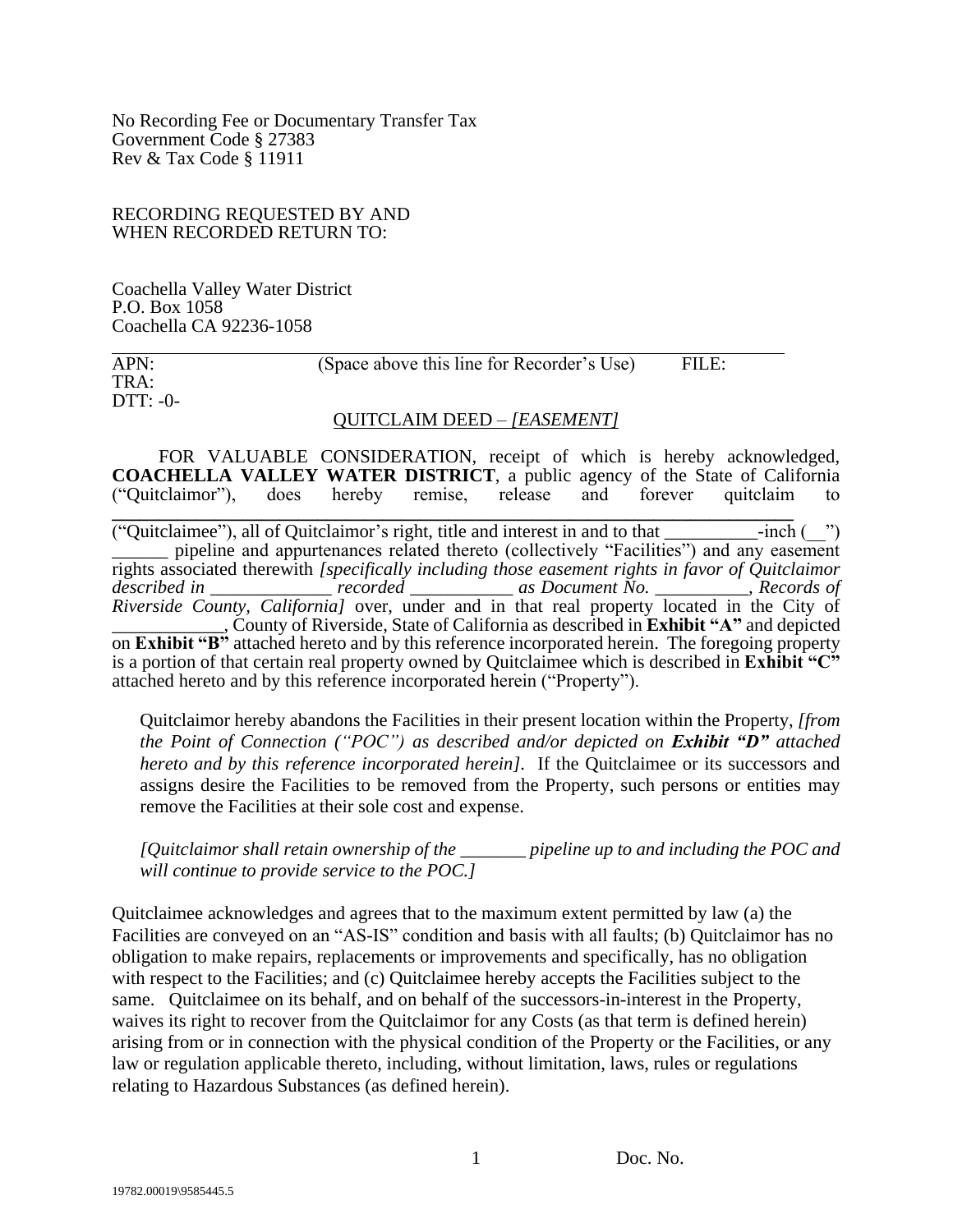No Recording Fee or Documentary Transfer Tax
Government Code § 27383
Rev & Tax Code § 11911

RECORDING REQUESTED BY AND
WHEN RECORDED RETURN TO:

Coachella Valley Water District
P.O. Box 1058
Coachella CA 92236-1058

APN: (Space above this line for Recorder's Use) FILE:
TRA:
DTT: -0-

QUITCLAIM DEED – *[EASEMENT]*

FOR VALUABLE CONSIDERATION, receipt of which is hereby acknowledged, **COACHELLA VALLEY WATER DISTRICT**, a public agency of the State of California ("Quitclaimor"), does hereby remise, release and forever quitclaim to **________________________________________** ("Quitclaimee"), all of Quitclaimor's right, title and interest in and to that __________-inch (__") ______ pipeline and appurtenances related thereto (collectively "Facilities") and any easement rights associated therewith *[specifically including those easement rights in favor of Quitclaimor described in _____________ recorded ___________ as Document No. __________, Records of Riverside County, California]* over, under and in that real property located in the City of ____________, County of Riverside, State of California as described in **Exhibit "A"** and depicted on **Exhibit "B"** attached hereto and by this reference incorporated herein. The foregoing property is a portion of that certain real property owned by Quitclaimee which is described in **Exhibit "C"** attached hereto and by this reference incorporated herein ("Property").

Quitclaimor hereby abandons the Facilities in their present location within the Property, *[from the Point of Connection ("POC") as described and/or depicted on **Exhibit "D"** attached hereto and by this reference incorporated herein]*. If the Quitclaimee or its successors and assigns desire the Facilities to be removed from the Property, such persons or entities may remove the Facilities at their sole cost and expense.

*[Quitclaimor shall retain ownership of the _______ pipeline up to and including the POC and will continue to provide service to the POC.]*

Quitclaimee acknowledges and agrees that to the maximum extent permitted by law (a) the Facilities are conveyed on an "AS-IS" condition and basis with all faults; (b) Quitclaimor has no obligation to make repairs, replacements or improvements and specifically, has no obligation with respect to the Facilities; and (c) Quitclaimee hereby accepts the Facilities subject to the same. Quitclaimee on its behalf, and on behalf of the successors-in-interest in the Property, waives its right to recover from the Quitclaimor for any Costs (as that term is defined herein) arising from or in connection with the physical condition of the Property or the Facilities, or any law or regulation applicable thereto, including, without limitation, laws, rules or regulations relating to Hazardous Substances (as defined herein).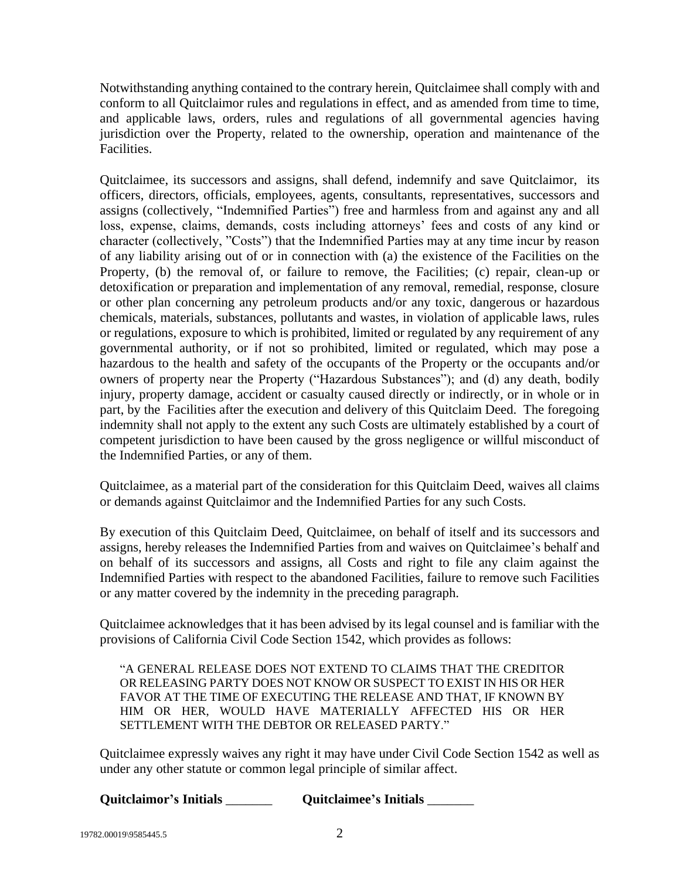Notwithstanding anything contained to the contrary herein, Quitclaimee shall comply with and conform to all Quitclaimor rules and regulations in effect, and as amended from time to time, and applicable laws, orders, rules and regulations of all governmental agencies having jurisdiction over the Property, related to the ownership, operation and maintenance of the Facilities.

Quitclaimee, its successors and assigns, shall defend, indemnify and save Quitclaimor, its officers, directors, officials, employees, agents, consultants, representatives, successors and assigns (collectively, "Indemnified Parties") free and harmless from and against any and all loss, expense, claims, demands, costs including attorneys' fees and costs of any kind or character (collectively, "Costs") that the Indemnified Parties may at any time incur by reason of any liability arising out of or in connection with (a) the existence of the Facilities on the Property, (b) the removal of, or failure to remove, the Facilities; (c) repair, clean-up or detoxification or preparation and implementation of any removal, remedial, response, closure or other plan concerning any petroleum products and/or any toxic, dangerous or hazardous chemicals, materials, substances, pollutants and wastes, in violation of applicable laws, rules or regulations, exposure to which is prohibited, limited or regulated by any requirement of any governmental authority, or if not so prohibited, limited or regulated, which may pose a hazardous to the health and safety of the occupants of the Property or the occupants and/or owners of property near the Property ("Hazardous Substances"); and (d) any death, bodily injury, property damage, accident or casualty caused directly or indirectly, or in whole or in part, by the Facilities after the execution and delivery of this Quitclaim Deed. The foregoing indemnity shall not apply to the extent any such Costs are ultimately established by a court of competent jurisdiction to have been caused by the gross negligence or willful misconduct of the Indemnified Parties, or any of them.

Quitclaimee, as a material part of the consideration for this Quitclaim Deed, waives all claims or demands against Quitclaimor and the Indemnified Parties for any such Costs.

By execution of this Quitclaim Deed, Quitclaimee, on behalf of itself and its successors and assigns, hereby releases the Indemnified Parties from and waives on Quitclaimee's behalf and on behalf of its successors and assigns, all Costs and right to file any claim against the Indemnified Parties with respect to the abandoned Facilities, failure to remove such Facilities or any matter covered by the indemnity in the preceding paragraph.

Quitclaimee acknowledges that it has been advised by its legal counsel and is familiar with the provisions of California Civil Code Section 1542, which provides as follows:

> "A GENERAL RELEASE DOES NOT EXTEND TO CLAIMS THAT THE CREDITOR OR RELEASING PARTY DOES NOT KNOW OR SUSPECT TO EXIST IN HIS OR HER FAVOR AT THE TIME OF EXECUTING THE RELEASE AND THAT, IF KNOWN BY HIM OR HER, WOULD HAVE MATERIALLY AFFECTED HIS OR HER SETTLEMENT WITH THE DEBTOR OR RELEASED PARTY."

Quitclaimee expressly waives any right it may have under Civil Code Section 1542 as well as under any other statute or common legal principle of similar affect.

**Quitclaimor's Initials** _______ **Quitclaimee's Initials** _______

19782.00019\9585445.5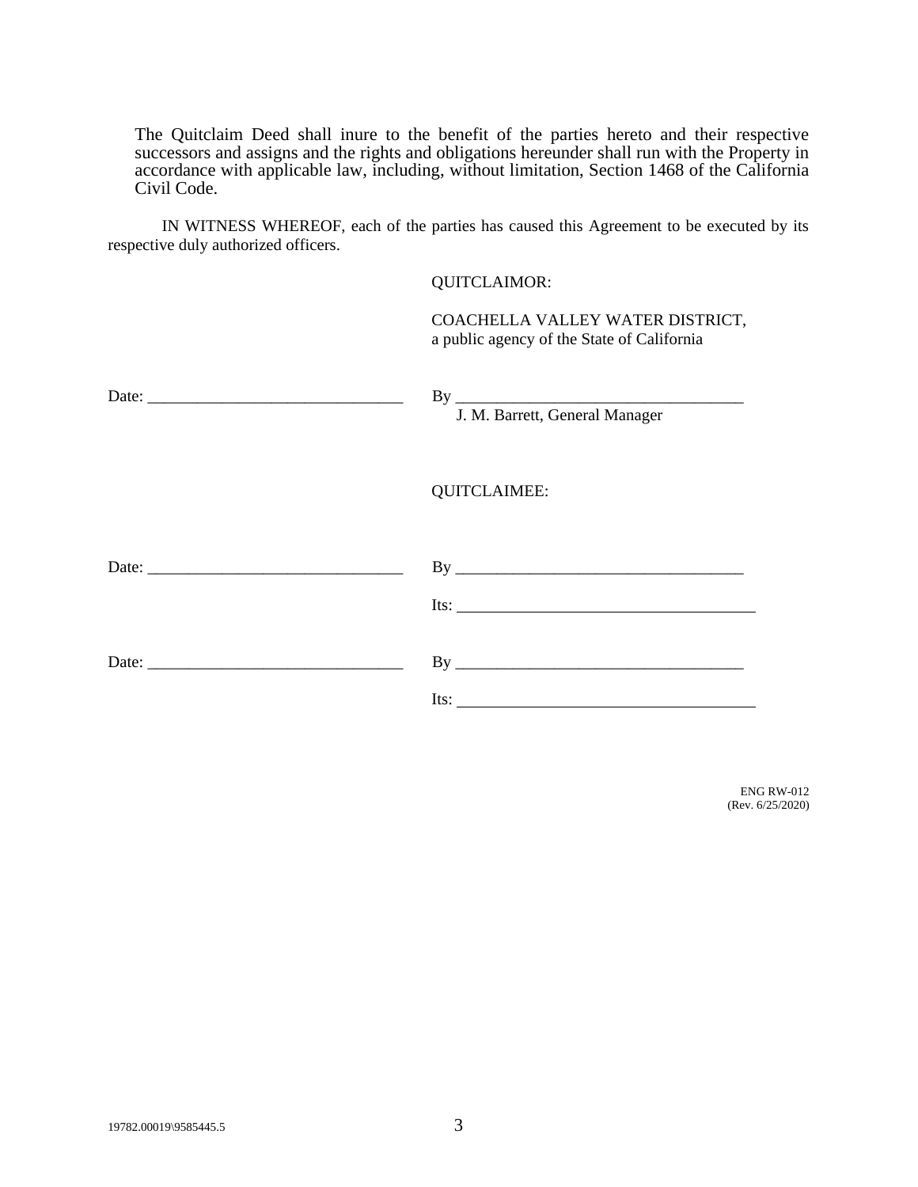The Quitclaim Deed shall inure to the benefit of the parties hereto and their respective successors and assigns and the rights and obligations hereunder shall run with the Property in accordance with applicable law, including, without limitation, Section 1468 of the California Civil Code.

IN WITNESS WHEREOF, each of the parties has caused this Agreement to be executed by its respective duly authorized officers.

QUITCLAIMOR:

COACHELLA VALLEY WATER DISTRICT,
a public agency of the State of California

Date: ______________________________ By ___________________________________
J. M. Barrett, General Manager

QUITCLAIMEE:

Date: ______________________________ By ___________________________________

Its: ___________________________________

Date: ______________________________ By ___________________________________

Its: ___________________________________

ENG RW-012
(Rev. 6/25/2020)

19782.00019\9585445.5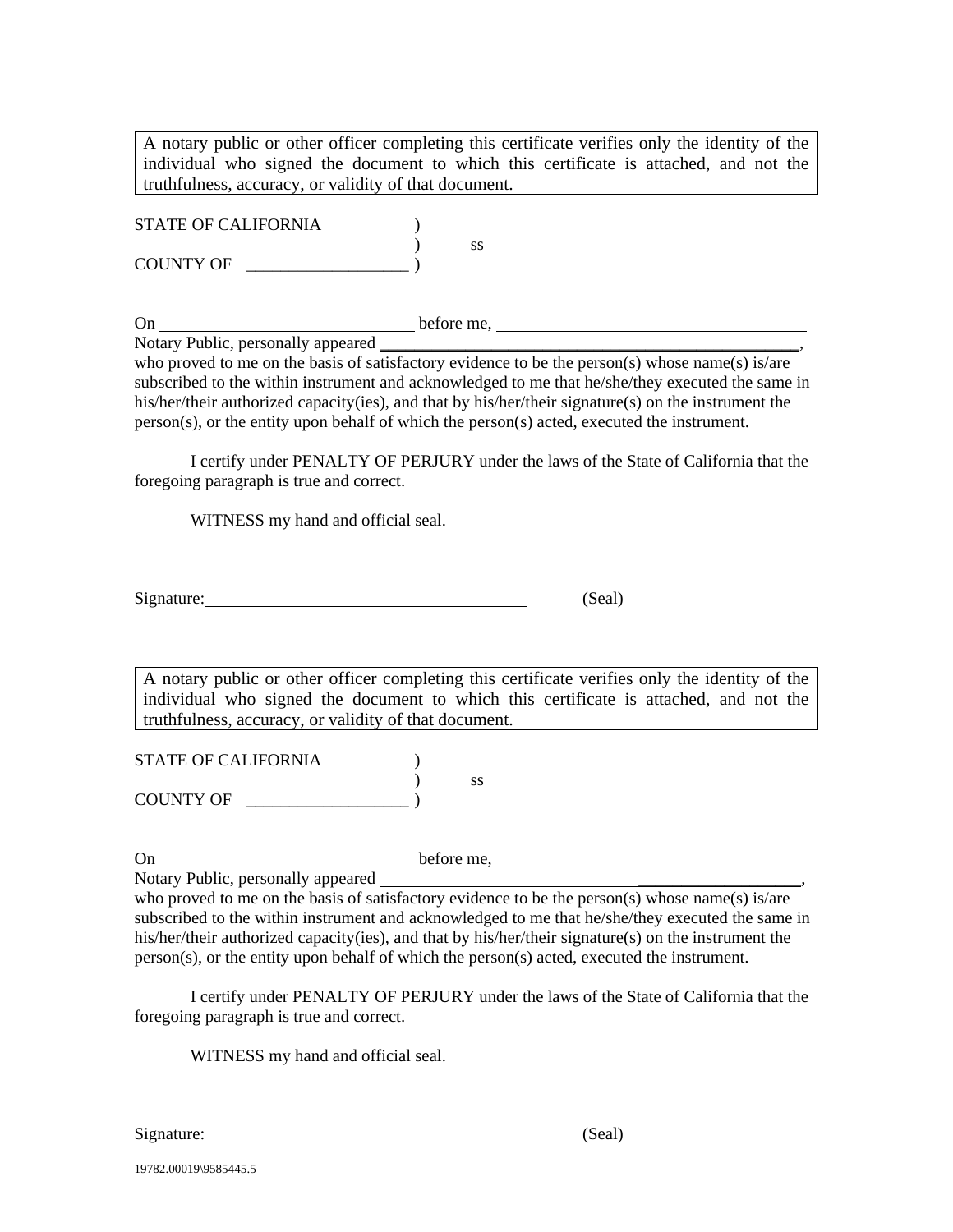A notary public or other officer completing this certificate verifies only the identity of the individual who signed the document to which this certificate is attached, and not the truthfulness, accuracy, or validity of that document.

STATE OF CALIFORNIA )
) ss
COUNTY OF ___________________ )

On ______________________________ before me, ____________________________________ Notary Public, personally appeared _________________________________________________, who proved to me on the basis of satisfactory evidence to be the person(s) whose name(s) is/are subscribed to the within instrument and acknowledged to me that he/she/they executed the same in his/her/their authorized capacity(ies), and that by his/her/their signature(s) on the instrument the person(s), or the entity upon behalf of which the person(s) acted, executed the instrument.

I certify under PENALTY OF PERJURY under the laws of the State of California that the foregoing paragraph is true and correct.

WITNESS my hand and official seal.

Signature:______________________________________ (Seal)

A notary public or other officer completing this certificate verifies only the identity of the individual who signed the document to which this certificate is attached, and not the truthfulness, accuracy, or validity of that document.

STATE OF CALIFORNIA )
) ss
COUNTY OF ___________________ )

On ______________________________ before me, ____________________________________ Notary Public, personally appeared _________________________________________________, who proved to me on the basis of satisfactory evidence to be the person(s) whose name(s) is/are subscribed to the within instrument and acknowledged to me that he/she/they executed the same in his/her/their authorized capacity(ies), and that by his/her/their signature(s) on the instrument the person(s), or the entity upon behalf of which the person(s) acted, executed the instrument.

I certify under PENALTY OF PERJURY under the laws of the State of California that the foregoing paragraph is true and correct.

WITNESS my hand and official seal.

Signature:______________________________________ (Seal)

19782.00019\9585445.5